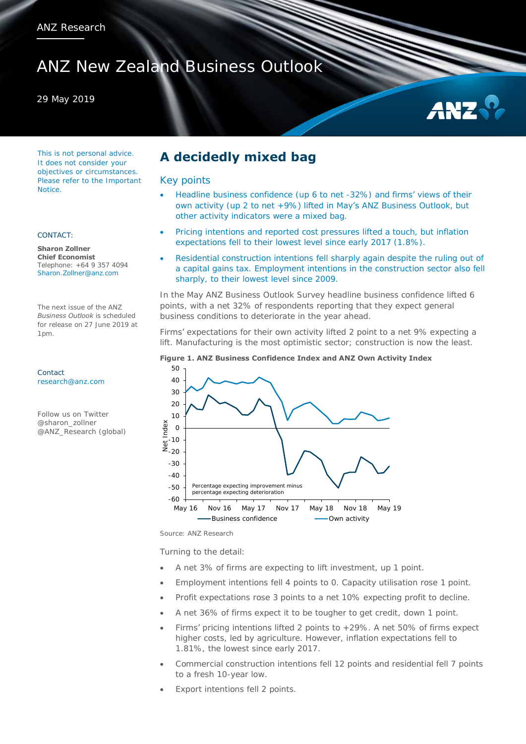ANZ Research

# ANZ New Zealand Business Outlook

29 May 2019

This is not personal advice. It does not consider your objectives or circumstances. Please refer to the Important Notice.

CONTACT:

**Sharon Zollner**
**Chief Economist**
Telephone: +64 9 357 4094
Sharon.Zollner@anz.com

The next issue of the ANZ *Business Outlook* is scheduled for release on 27 June 2019 at 1pm.

Contact
research@anz.com

Follow us on Twitter
@sharon_zollner
@ANZ_Research (global)

## A decidedly mixed bag

### Key points

- Headline business confidence (up 6 to net -32%) and firms' views of their own activity (up 2 to net +9%) lifted in May's ANZ Business Outlook, but other activity indicators were a mixed bag.
- Pricing intentions and reported cost pressures lifted a touch, but inflation expectations fell to their lowest level since early 2017 (1.8%).
- Residential construction intentions fell sharply again despite the ruling out of a capital gains tax. Employment intentions in the construction sector also fell sharply, to their lowest level since 2009.

In the May ANZ Business Outlook Survey headline business confidence lifted 6 points, with a net 32% of respondents reporting that they expect general business conditions to deteriorate in the year ahead.

Firms' expectations for their own activity lifted 2 point to a net 9% expecting a lift. Manufacturing is the most optimistic sector; construction is now the least.

**Figure 1. ANZ Business Confidence Index and ANZ Own Activity Index**

Source: ANZ Research

Turning to the detail:

- A net 3% of firms are expecting to lift investment, up 1 point.
- Employment intentions fell 4 points to 0. Capacity utilisation rose 1 point.
- Profit expectations rose 3 points to a net 10% expecting profit to decline.
- A net 36% of firms expect it to be tougher to get credit, down 1 point.
- Firms' pricing intentions lifted 2 points to +29%. A net 50% of firms expect higher costs, led by agriculture. However, inflation expectations fell to 1.81%, the lowest since early 2017.
- Commercial construction intentions fell 12 points and residential fell 7 points to a fresh 10-year low.
- Export intentions fell 2 points.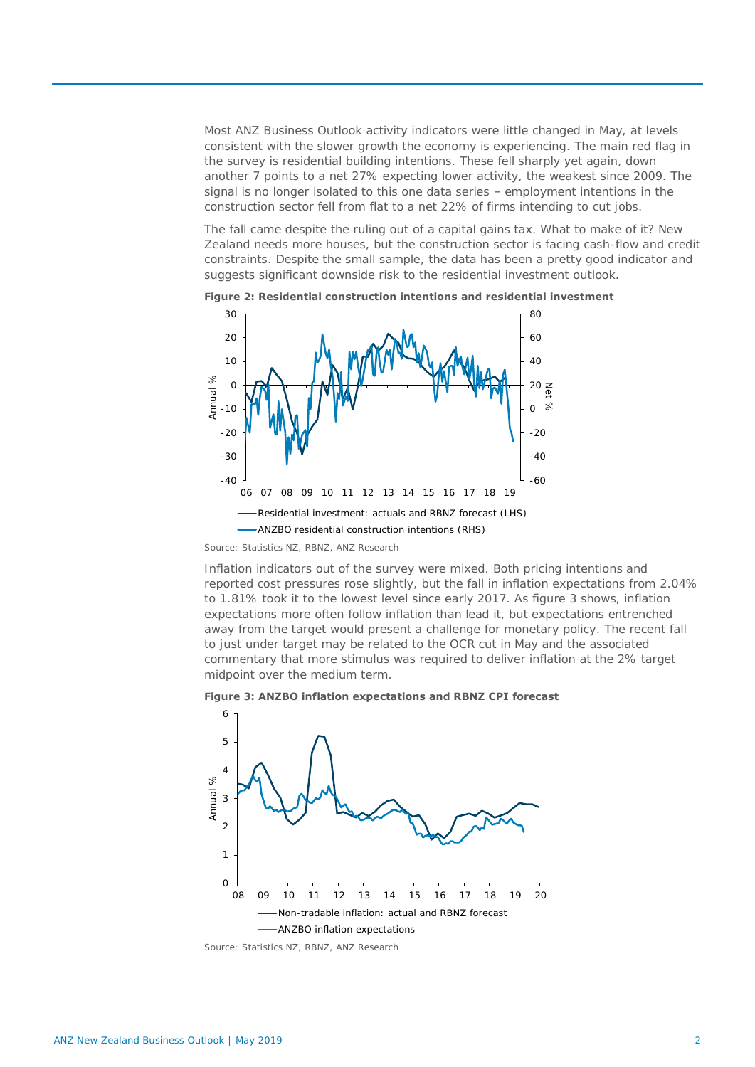Most ANZ Business Outlook activity indicators were little changed in May, at levels consistent with the slower growth the economy is experiencing. The main red flag in the survey is residential building intentions. These fell sharply yet again, down another 7 points to a net 27% expecting lower activity, the weakest since 2009. The signal is no longer isolated to this one data series – employment intentions in the construction sector fell from flat to a net 22% of firms intending to cut jobs.

The fall came despite the ruling out of a capital gains tax. What to make of it? New Zealand needs more houses, but the construction sector is facing cash-flow and credit constraints. Despite the small sample, the data has been a pretty good indicator and suggests significant downside risk to the residential investment outlook.

**Figure 2: Residential construction intentions and residential investment**

Source: Statistics NZ, RBNZ, ANZ Research

Inflation indicators out of the survey were mixed. Both pricing intentions and reported cost pressures rose slightly, but the fall in inflation expectations from 2.04% to 1.81% took it to the lowest level since early 2017. As figure 3 shows, inflation expectations more often follow inflation than lead it, but expectations entrenched away from the target would present a challenge for monetary policy. The recent fall to just under target may be related to the OCR cut in May and the associated commentary that more stimulus was required to deliver inflation at the 2% target midpoint over the medium term.

**Figure 3: ANZBO inflation expectations and RBNZ CPI forecast**

Source: Statistics NZ, RBNZ, ANZ Research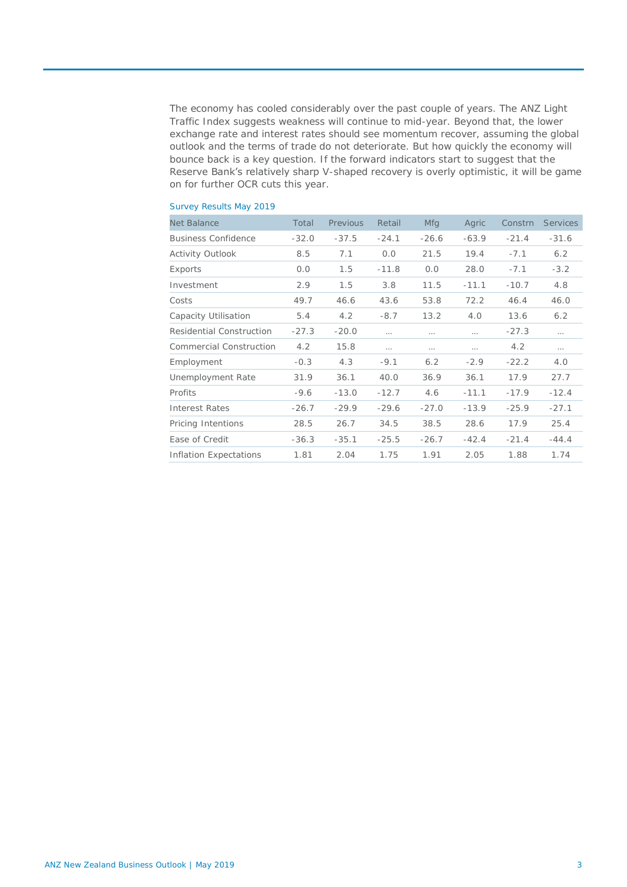The economy has cooled considerably over the past couple of years. The ANZ Light Traffic Index suggests weakness will continue to mid-year. Beyond that, the lower exchange rate and interest rates should see momentum recover, assuming the global outlook and the terms of trade do not deteriorate. But how quickly the economy will bounce back is a key question. If the forward indicators start to suggest that the Reserve Bank's relatively sharp V-shaped recovery is overly optimistic, it will be game on for further OCR cuts this year.

Survey Results May 2019

| Net Balance | Total | Previous | Retail | Mfg | Agric | Constrn | Services |
|---|---|---|---|---|---|---|---|
| Business Confidence | -32.0 | -37.5 | -24.1 | -26.6 | -63.9 | -21.4 | -31.6 |
| Activity Outlook | 8.5 | 7.1 | 0.0 | 21.5 | 19.4 | -7.1 | 6.2 |
| Exports | 0.0 | 1.5 | -11.8 | 0.0 | 28.0 | -7.1 | -3.2 |
| Investment | 2.9 | 1.5 | 3.8 | 11.5 | -11.1 | -10.7 | 4.8 |
| Costs | 49.7 | 46.6 | 43.6 | 53.8 | 72.2 | 46.4 | 46.0 |
| Capacity Utilisation | 5.4 | 4.2 | -8.7 | 13.2 | 4.0 | 13.6 | 6.2 |
| Residential Construction | -27.3 | -20.0 | ... | ... | ... | -27.3 | ... |
| Commercial Construction | 4.2 | 15.8 | ... | ... | ... | 4.2 | ... |
| Employment | -0.3 | 4.3 | -9.1 | 6.2 | -2.9 | -22.2 | 4.0 |
| Unemployment Rate | 31.9 | 36.1 | 40.0 | 36.9 | 36.1 | 17.9 | 27.7 |
| Profits | -9.6 | -13.0 | -12.7 | 4.6 | -11.1 | -17.9 | -12.4 |
| Interest Rates | -26.7 | -29.9 | -29.6 | -27.0 | -13.9 | -25.9 | -27.1 |
| Pricing Intentions | 28.5 | 26.7 | 34.5 | 38.5 | 28.6 | 17.9 | 25.4 |
| Ease of Credit | -36.3 | -35.1 | -25.5 | -26.7 | -42.4 | -21.4 | -44.4 |
| Inflation Expectations | 1.81 | 2.04 | 1.75 | 1.91 | 2.05 | 1.88 | 1.74 |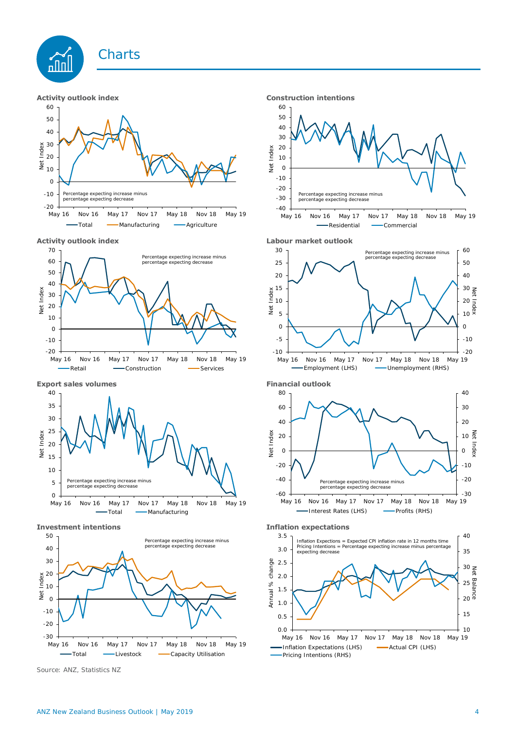# Charts

**Activity outlook index**

Percentage expecting increase minus percentage expecting decrease

Net Index

Total — Manufacturing — Agriculture

**Construction intentions**

Percentage expecting increase minus percentage expecting decrease

Net Index

Residential — Commercial

**Activity outlook index**

Percentage expecting increase minus percentage expecting decrease

Net Index

Retail — Construction — Services

**Labour market outlook**

Percentage expecting increase minus percentage expecting decrease

Net Index

Employment (LHS) — Unemployment (RHS)

**Export sales volumes**

Percentage expecting increase minus percentage expecting decrease

Net Index

Total — Manufacturing

**Financial outlook**

Percentage expecting increase minus percentage expecting decrease

Net Index

Interest Rates (LHS) — Profits (RHS)

**Investment intentions**

Percentage expecting increase minus percentage expecting decrease

Net Index

Total — Livestock — Capacity Utilisation

**Inflation expectations**

Inflation Expectations = Expected CPI inflation rate in 12 months time
Pricing Intentions = Percentage expecting increase minus percentage expecting decrease

Annual % change / Net Balance

Inflation Expectations (LHS) — Actual CPI (LHS) — Pricing Intentions (RHS)

Source: ANZ, Statistics NZ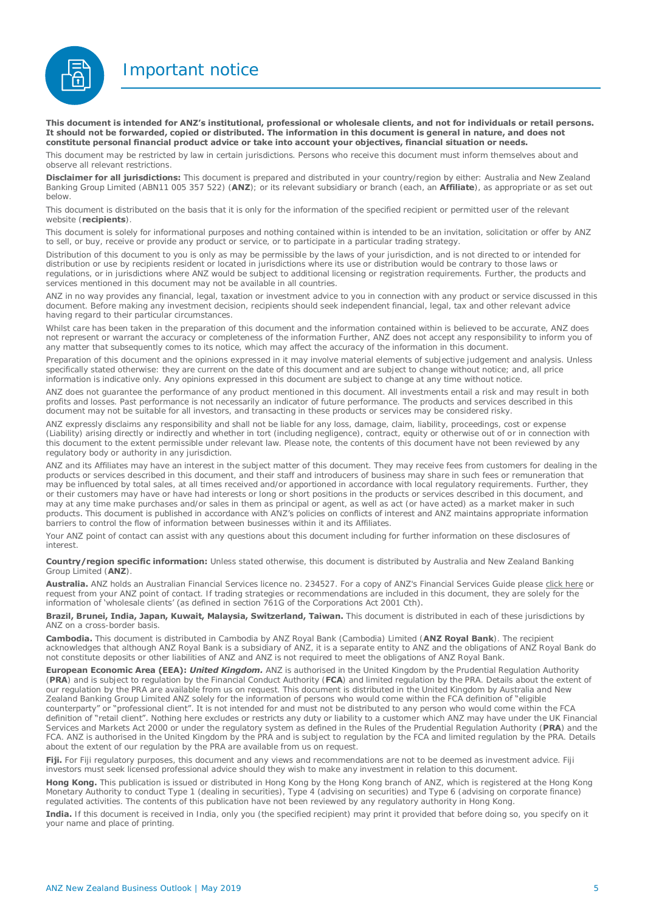# Important notice

**This document is intended for ANZ's institutional, professional or wholesale clients, and not for individuals or retail persons. It should not be forwarded, copied or distributed. The information in this document is general in nature, and does not constitute personal financial product advice or take into account your objectives, financial situation or needs.**

This document may be restricted by law in certain jurisdictions. Persons who receive this document must inform themselves about and observe all relevant restrictions.

**Disclaimer for all jurisdictions:** This document is prepared and distributed in your country/region by either: Australia and New Zealand Banking Group Limited (ABN11 005 357 522) (**ANZ**); or its relevant subsidiary or branch (each, an **Affiliate**), as appropriate or as set out below.

This document is distributed on the basis that it is only for the information of the specified recipient or permitted user of the relevant website (**recipients**).

This document is solely for informational purposes and nothing contained within is intended to be an invitation, solicitation or offer by ANZ to sell, or buy, receive or provide any product or service, or to participate in a particular trading strategy.

Distribution of this document to you is only as may be permissible by the laws of your jurisdiction, and is not directed to or intended for distribution or use by recipients resident or located in jurisdictions where its use or distribution would be contrary to those laws or regulations, or in jurisdictions where ANZ would be subject to additional licensing or registration requirements. Further, the products and services mentioned in this document may not be available in all countries.

ANZ in no way provides any financial, legal, taxation or investment advice to you in connection with any product or service discussed in this document. Before making any investment decision, recipients should seek independent financial, legal, tax and other relevant advice having regard to their particular circumstances.

Whilst care has been taken in the preparation of this document and the information contained within is believed to be accurate, ANZ does not represent or warrant the accuracy or completeness of the information Further, ANZ does not accept any responsibility to inform you of any matter that subsequently comes to its notice, which may affect the accuracy of the information in this document.

Preparation of this document and the opinions expressed in it may involve material elements of subjective judgement and analysis. Unless specifically stated otherwise: they are current on the date of this document and are subject to change without notice; and, all price information is indicative only. Any opinions expressed in this document are subject to change at any time without notice.

ANZ does not guarantee the performance of any product mentioned in this document. All investments entail a risk and may result in both profits and losses. Past performance is not necessarily an indicator of future performance. The products and services described in this document may not be suitable for all investors, and transacting in these products or services may be considered risky.

ANZ expressly disclaims any responsibility and shall not be liable for any loss, damage, claim, liability, proceedings, cost or expense (Liability) arising directly or indirectly and whether in tort (including negligence), contract, equity or otherwise out of or in connection with this document to the extent permissible under relevant law. Please note, the contents of this document have not been reviewed by any regulatory body or authority in any jurisdiction.

ANZ and its Affiliates may have an interest in the subject matter of this document. They may receive fees from customers for dealing in the products or services described in this document, and their staff and introducers of business may share in such fees or remuneration that may be influenced by total sales, at all times received and/or apportioned in accordance with local regulatory requirements. Further, they or their customers may have or have had interests or long or short positions in the products or services described in this document, and may at any time make purchases and/or sales in them as principal or agent, as well as act (or have acted) as a market maker in such products. This document is published in accordance with ANZ's policies on conflicts of interest and ANZ maintains appropriate information barriers to control the flow of information between businesses within it and its Affiliates.

Your ANZ point of contact can assist with any questions about this document including for further information on these disclosures of interest.

**Country/region specific information:** Unless stated otherwise, this document is distributed by Australia and New Zealand Banking Group Limited (**ANZ**).

**Australia.** ANZ holds an Australian Financial Services licence no. 234527. For a copy of ANZ's Financial Services Guide please click here or request from your ANZ point of contact. If trading strategies or recommendations are included in this document, they are solely for the information of 'wholesale clients' (as defined in section 761G of the Corporations Act 2001 Cth).

**Brazil, Brunei, India, Japan, Kuwait, Malaysia, Switzerland, Taiwan.** This document is distributed in each of these jurisdictions by ANZ on a cross-border basis.

**Cambodia.** This document is distributed in Cambodia by ANZ Royal Bank (Cambodia) Limited (**ANZ Royal Bank**). The recipient acknowledges that although ANZ Royal Bank is a subsidiary of ANZ, it is a separate entity to ANZ and the obligations of ANZ Royal Bank do not constitute deposits or other liabilities of ANZ and ANZ is not required to meet the obligations of ANZ Royal Bank.

**European Economic Area (EEA):** ***United Kingdom.*** ANZ is authorised in the United Kingdom by the Prudential Regulation Authority (**PRA**) and is subject to regulation by the Financial Conduct Authority (**FCA**) and limited regulation by the PRA. Details about the extent of our regulation by the PRA are available from us on request. This document is distributed in the United Kingdom by Australia and New Zealand Banking Group Limited ANZ solely for the information of persons who would come within the FCA definition of "eligible counterparty" or "professional client". It is not intended for and must not be distributed to any person who would come within the FCA definition of "retail client". Nothing here excludes or restricts any duty or liability to a customer which ANZ may have under the UK Financial Services and Markets Act 2000 or under the regulatory system as defined in the Rules of the Prudential Regulation Authority (**PRA**) and the FCA. ANZ is authorised in the United Kingdom by the PRA and is subject to regulation by the FCA and limited regulation by the PRA. Details about the extent of our regulation by the PRA are available from us on request.

**Fiji.** For Fiji regulatory purposes, this document and any views and recommendations are not to be deemed as investment advice. Fiji investors must seek licensed professional advice should they wish to make any investment in relation to this document.

**Hong Kong.** This publication is issued or distributed in Hong Kong by the Hong Kong branch of ANZ, which is registered at the Hong Kong Monetary Authority to conduct Type 1 (dealing in securities), Type 4 (advising on securities) and Type 6 (advising on corporate finance) regulated activities. The contents of this publication have not been reviewed by any regulatory authority in Hong Kong.

**India.** If this document is received in India, only you (the specified recipient) may print it provided that before doing so, you specify on it your name and place of printing.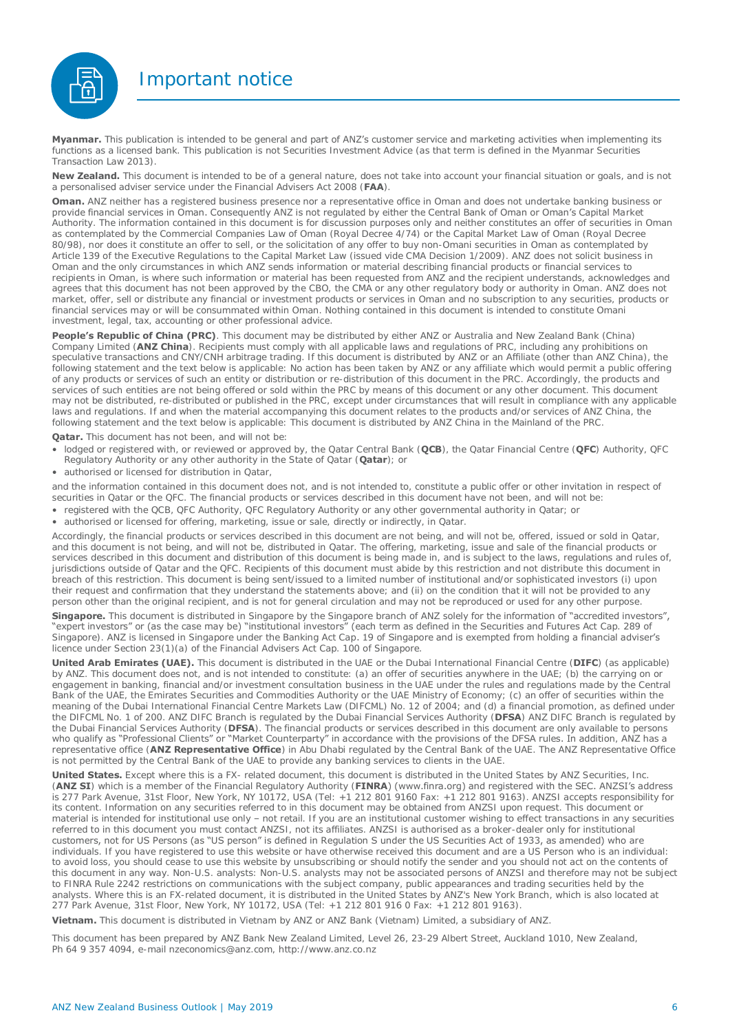# Important notice

**Myanmar.** This publication is intended to be general and part of ANZ's customer service and marketing activities when implementing its functions as a licensed bank. This publication is not Securities Investment Advice (as that term is defined in the Myanmar Securities Transaction Law 2013).

**New Zealand.** This document is intended to be of a general nature, does not take into account your financial situation or goals, and is not a personalised adviser service under the Financial Advisers Act 2008 (**FAA**).

**Oman.** ANZ neither has a registered business presence nor a representative office in Oman and does not undertake banking business or provide financial services in Oman. Consequently ANZ is not regulated by either the Central Bank of Oman or Oman's Capital Market Authority. The information contained in this document is for discussion purposes only and neither constitutes an offer of securities in Oman as contemplated by the Commercial Companies Law of Oman (Royal Decree 4/74) or the Capital Market Law of Oman (Royal Decree 80/98), nor does it constitute an offer to sell, or the solicitation of any offer to buy non-Omani securities in Oman as contemplated by Article 139 of the Executive Regulations to the Capital Market Law (issued vide CMA Decision 1/2009). ANZ does not solicit business in Oman and the only circumstances in which ANZ sends information or material describing financial products or financial services to recipients in Oman, is where such information or material has been requested from ANZ and the recipient understands, acknowledges and agrees that this document has not been approved by the CBO, the CMA or any other regulatory body or authority in Oman. ANZ does not market, offer, sell or distribute any financial or investment products or services in Oman and no subscription to any securities, products or financial services may or will be consummated within Oman. Nothing contained in this document is intended to constitute Omani investment, legal, tax, accounting or other professional advice.

**People's Republic of China (PRC)**. This document may be distributed by either ANZ or Australia and New Zealand Bank (China) Company Limited (**ANZ China**). Recipients must comply with all applicable laws and regulations of PRC, including any prohibitions on speculative transactions and CNY/CNH arbitrage trading. If this document is distributed by ANZ or an Affiliate (other than ANZ China), the following statement and the text below is applicable: No action has been taken by ANZ or any affiliate which would permit a public offering of any products or services of such an entity or distribution or re-distribution of this document in the PRC. Accordingly, the products and services of such entities are not being offered or sold within the PRC by means of this document or any other document. This document may not be distributed, re-distributed or published in the PRC, except under circumstances that will result in compliance with any applicable laws and regulations. If and when the material accompanying this document relates to the products and/or services of ANZ China, the following statement and the text below is applicable: This document is distributed by ANZ China in the Mainland of the PRC.

**Qatar.** This document has not been, and will not be:

- lodged or registered with, or reviewed or approved by, the Qatar Central Bank (**QCB**), the Qatar Financial Centre (**QFC**) Authority, QFC Regulatory Authority or any other authority in the State of Qatar (**Qatar**); or
- authorised or licensed for distribution in Qatar,

and the information contained in this document does not, and is not intended to, constitute a public offer or other invitation in respect of securities in Qatar or the QFC. The financial products or services described in this document have not been, and will not be:

- registered with the QCB, QFC Authority, QFC Regulatory Authority or any other governmental authority in Qatar; or
- authorised or licensed for offering, marketing, issue or sale, directly or indirectly, in Qatar.

Accordingly, the financial products or services described in this document are not being, and will not be, offered, issued or sold in Qatar, and this document is not being, and will not be, distributed in Qatar. The offering, marketing, issue and sale of the financial products or services described in this document and distribution of this document is being made in, and is subject to the laws, regulations and rules of, jurisdictions outside of Qatar and the QFC. Recipients of this document must abide by this restriction and not distribute this document in breach of this restriction. This document is being sent/issued to a limited number of institutional and/or sophisticated investors (i) upon their request and confirmation that they understand the statements above; and (ii) on the condition that it will not be provided to any person other than the original recipient, and is not for general circulation and may not be reproduced or used for any other purpose.

**Singapore.** This document is distributed in Singapore by the Singapore branch of ANZ solely for the information of "accredited investors", "expert investors" or (as the case may be) "institutional investors" (each term as defined in the Securities and Futures Act Cap. 289 of Singapore). ANZ is licensed in Singapore under the Banking Act Cap. 19 of Singapore and is exempted from holding a financial adviser's licence under Section 23(1)(a) of the Financial Advisers Act Cap. 100 of Singapore.

**United Arab Emirates (UAE).** This document is distributed in the UAE or the Dubai International Financial Centre (**DIFC**) (as applicable) by ANZ. This document does not, and is not intended to constitute: (a) an offer of securities anywhere in the UAE; (b) the carrying on or engagement in banking, financial and/or investment consultation business in the UAE under the rules and regulations made by the Central Bank of the UAE, the Emirates Securities and Commodities Authority or the UAE Ministry of Economy; (c) an offer of securities within the meaning of the Dubai International Financial Centre Markets Law (DIFCML) No. 12 of 2004; and (d) a financial promotion, as defined under the DIFCML No. 1 of 200. ANZ DIFC Branch is regulated by the Dubai Financial Services Authority (**DFSA**) ANZ DIFC Branch is regulated by the Dubai Financial Services Authority (**DFSA**). The financial products or services described in this document are only available to persons who qualify as "Professional Clients" or "Market Counterparty" in accordance with the provisions of the DFSA rules. In addition, ANZ has a representative office (**ANZ Representative Office**) in Abu Dhabi regulated by the Central Bank of the UAE. The ANZ Representative Office is not permitted by the Central Bank of the UAE to provide any banking services to clients in the UAE.

**United States.** Except where this is a FX- related document, this document is distributed in the United States by ANZ Securities, Inc. (**ANZ SI**) which is a member of the Financial Regulatory Authority (**FINRA**) (www.finra.org) and registered with the SEC. ANZSI's address is 277 Park Avenue, 31st Floor, New York, NY 10172, USA (Tel: +1 212 801 9160 Fax: +1 212 801 9163). ANZSI accepts responsibility for its content. Information on any securities referred to in this document may be obtained from ANZSI upon request. This document or material is intended for institutional use only – not retail. If you are an institutional customer wishing to effect transactions in any securities referred to in this document you must contact ANZSI, not its affiliates. ANZSI is authorised as a broker-dealer only for institutional customers, not for US Persons (as "US person" is defined in Regulation S under the US Securities Act of 1933, as amended) who are individuals. If you have registered to use this website or have otherwise received this document and are a US Person who is an individual: to avoid loss, you should cease to use this website by unsubscribing or should notify the sender and you should not act on the contents of this document in any way. Non-U.S. analysts: Non-U.S. analysts may not be associated persons of ANZSI and therefore may not be subject to FINRA Rule 2242 restrictions on communications with the subject company, public appearances and trading securities held by the analysts. Where this is an FX-related document, it is distributed in the United States by ANZ's New York Branch, which is also located at 277 Park Avenue, 31st Floor, New York, NY 10172, USA (Tel: +1 212 801 916 0 Fax: +1 212 801 9163).

**Vietnam.** This document is distributed in Vietnam by ANZ or ANZ Bank (Vietnam) Limited, a subsidiary of ANZ.

This document has been prepared by ANZ Bank New Zealand Limited, Level 26, 23-29 Albert Street, Auckland 1010, New Zealand, Ph 64 9 357 4094, e-mail nzeconomics@anz.com, http://www.anz.co.nz